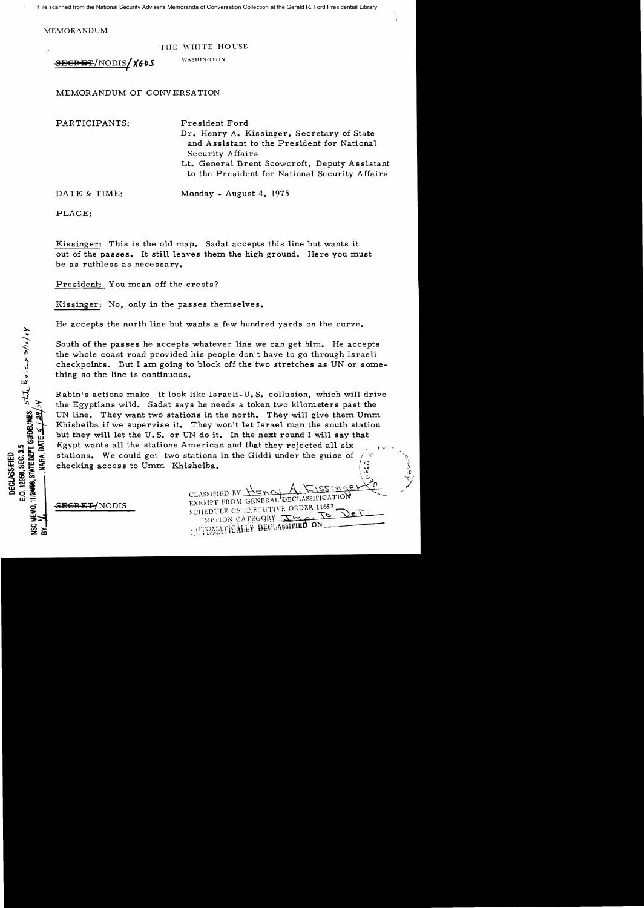MEMORANDUM

THE WHITE HOUSE

WASHINGTON

~~SECRET~~/NODIS/XGDS

MEMORANDUM OF CONVERSATION

PARTICIPANTS: President Ford
Dr. Henry A. Kissinger, Secretary of State and Assistant to the President for National Security Affairs
Lt. General Brent Scowcroft, Deputy Assistant to the President for National Security Affairs

DATE & TIME: Monday - August 4, 1975

PLACE:

Kissinger: This is the old map. Sadat accepts this line but wants it out of the passes. It still leaves them the high ground. Here you must be as ruthless as necessary.

President: You mean off the crests?

Kissinger: No, only in the passes themselves.

He accepts the north line but wants a few hundred yards on the curve.

South of the passes he accepts whatever line we can get him. He accepts the whole coast road provided his people don't have to go through Israeli checkpoints. But I am going to block off the two stretches as UN or something so the line is continuous.

Rabin's actions make it look like Israeli-U.S. collusion, which will drive the Egyptians wild. Sadat says he needs a token two kilometers past the UN line. They want two stations in the north. They will give them Umm Khisheiba if we supervise it. They won't let Israel man the south station but they will let the U.S. or UN do it. In the next round I will say that Egypt wants all the stations American and that they rejected all six stations. We could get two stations in the Giddi under the guise of checking access to Umm Khisheiba.

DECLASSIFIED
E.O. 12958, SEC. 3.5
NSC MEMO, 11/24/98, STATE DEPT. GUIDELINES
BY ___, NARA, DATE 5/24/04

CLASSIFIED BY Henry A. Kissinger
EXEMPT FROM GENERAL DECLASSIFICATION
SCHEDULE OF EXECUTIVE ORDER 11652
EXEMPTION CATEGORY ___ To Det.
AUTOMATICALLY DECLASSIFIED ON ___

~~SECRET~~/NODIS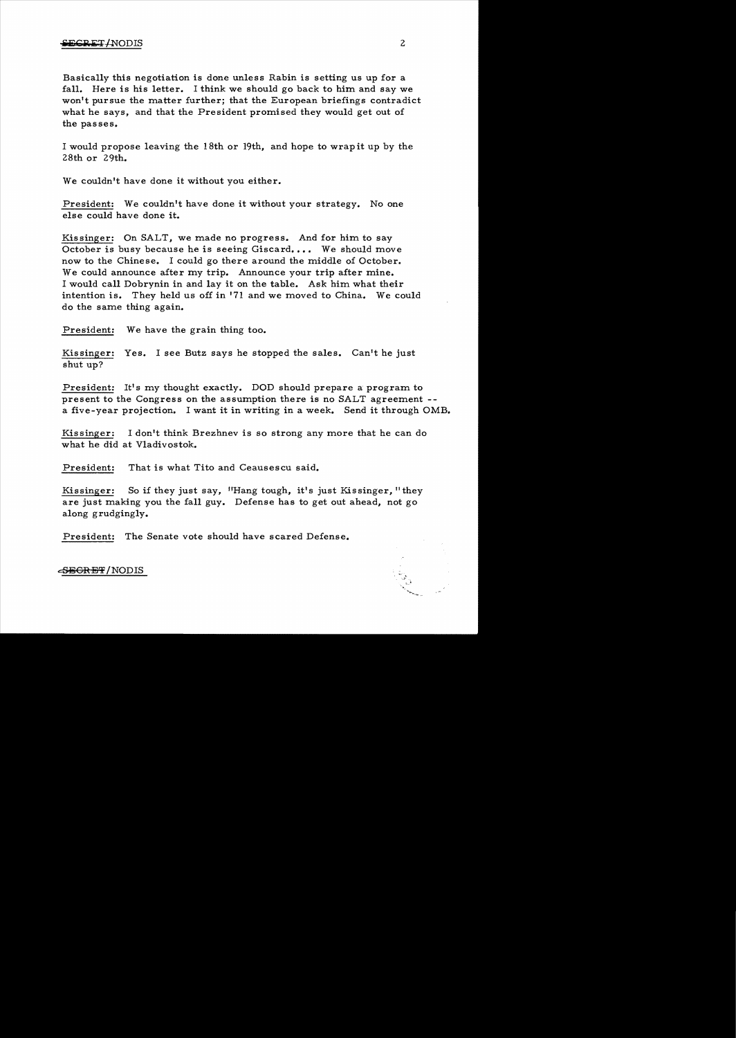Basically this negotiation is done unless Rabin is setting us up for a fall. Here is his letter. I think we should go back to him and say we won't pursue the matter further; that the European briefings contradict what he says, and that the President promised they would get out of the passes.

I would propose leaving the 18th or 19th, and hope to wrap it up by the 28th or 29th.

We couldn't have done it without you either.

President: We couldn't have done it without your strategy. No one else could have done it.

Kissinger: On SALT, we made no progress. And for him to say October is busy because he is seeing Giscard.... We should move now to the Chinese. I could go there around the middle of October. We could announce after my trip. Announce your trip after mine. I would call Dobrynin in and lay it on the table. Ask him what their intention is. They held us off in '71 and we moved to China. We could do the same thing again.

President: We have the grain thing too.

Kissinger: Yes. I see Butz says he stopped the sales. Can't he just shut up?

President: It's my thought exactly. DOD should prepare a program to present to the Congress on the assumption there is no SALT agreement -- a five-year projection. I want it in writing in a week. Send it through OMB.

Kissinger: I don't think Brezhnev is so strong any more that he can do what he did at Vladivostok.

President: That is what Tito and Ceausescu said.

Kissinger: So if they just say, "Hang tough, it's just Kissinger," they are just making you the fall guy. Defense has to get out ahead, not go along grudgingly.

President: The Senate vote should have scared Defense.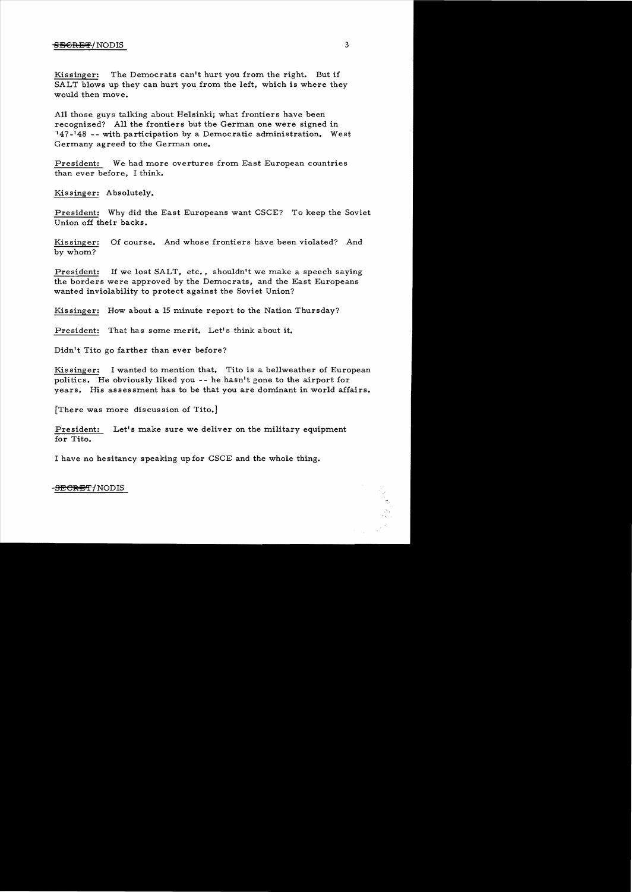Kissinger: The Democrats can't hurt you from the right. But if SALT blows up they can hurt you from the left, which is where they would then move.

All those guys talking about Helsinki; what frontiers have been recognized? All the frontiers but the German one were signed in '47-'48 -- with participation by a Democratic administration. West Germany agreed to the German one.

President: We had more overtures from East European countries than ever before, I think.

Kissinger: Absolutely.

President: Why did the East Europeans want CSCE? To keep the Soviet Union off their backs.

Kissinger: Of course. And whose frontiers have been violated? And by whom?

President: If we lost SALT, etc., shouldn't we make a speech saying the borders were approved by the Democrats, and the East Europeans wanted inviolability to protect against the Soviet Union?

Kissinger: How about a 15 minute report to the Nation Thursday?

President: That has some merit. Let's think about it.

Didn't Tito go farther than ever before?

Kissinger: I wanted to mention that. Tito is a bellweather of European politics. He obviously liked you -- he hasn't gone to the airport for years. His assessment has to be that you are dominant in world affairs.

[There was more discussion of Tito.]

President: Let's make sure we deliver on the military equipment for Tito.

I have no hesitancy speaking up for CSCE and the whole thing.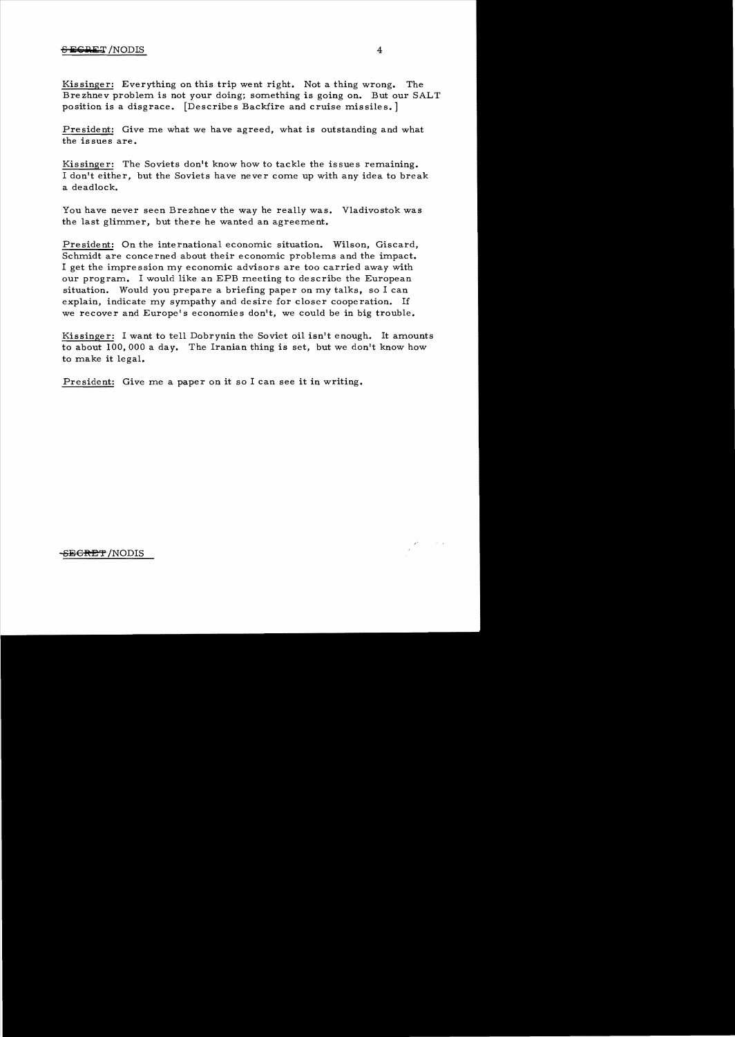Kissinger: Everything on this trip went right. Not a thing wrong. The Brezhnev problem is not your doing; something is going on. But our SALT position is a disgrace. [Describes Backfire and cruise missiles.]

President: Give me what we have agreed, what is outstanding and what the issues are.

Kissinger: The Soviets don't know how to tackle the issues remaining. I don't either, but the Soviets have never come up with any idea to break a deadlock.

You have never seen Brezhnev the way he really was. Vladivostok was the last glimmer, but there he wanted an agreement.

President: On the international economic situation. Wilson, Giscard, Schmidt are concerned about their economic problems and the impact. I get the impression my economic advisors are too carried away with our program. I would like an EPB meeting to describe the European situation. Would you prepare a briefing paper on my talks, so I can explain, indicate my sympathy and desire for closer cooperation. If we recover and Europe's economies don't, we could be in big trouble.

Kissinger: I want to tell Dobrynin the Soviet oil isn't enough. It amounts to about 100,000 a day. The Iranian thing is set, but we don't know how to make it legal.

President: Give me a paper on it so I can see it in writing.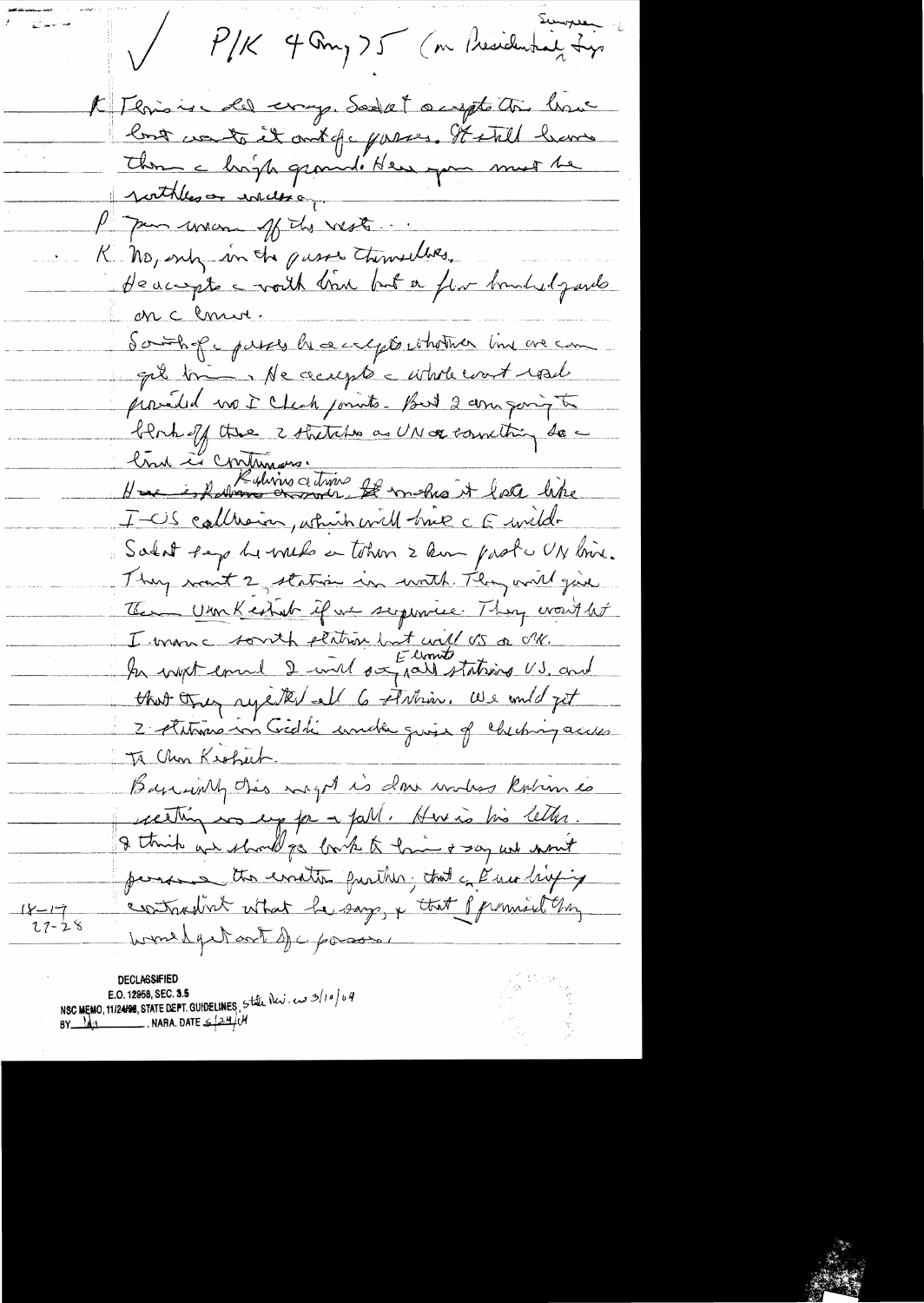✓ P/K 4 Aug 75 (on Presidential trip) Saturday

K This is all crazy. Sadat accepts the line but wants it out of the passes. It still leaves them a high ground. Here you must be ruthless and urgent.

P You mean off the west...

K No, only in the passes themselves.

He accepts a north line but a few hundred yards on a curve.

South of the passes he accepts whatever line we can get them. He accepts a whole coast road provided no I check points. But I am going to block off those 2 stretches as UN or something so the line is continuous.

Here is Rabin's answer. It makes it look like I-US collusion, which will drive the E wild.

Sadat says he would rather have 2 km past the UN line. They want 2 station in north. They will give them Umm Keshiba if we supervise. They won't let I man a south station but will US or UN. In my last email I said only Egyptian stations US, and that they rejected all 6 stations. We could get 2 stations in Giddi under guise of checking access to Umm Keshiba.

Basically this might be done unless Rabin is setting us up for a fall. Here is his letter. I think we should go back to him & say we won't pursue this matter further, that the E are beginning to contradict what he says, & that I promised they would get out of the passes.

18-17
27-28

DECLASSIFIED
E.O. 12958, SEC. 3.5
NSC MEMO, 11/24/98, STATE DEPT. GUIDELINES, State Rev. 3/10/04
BY ___ NARA. DATE 6/24/04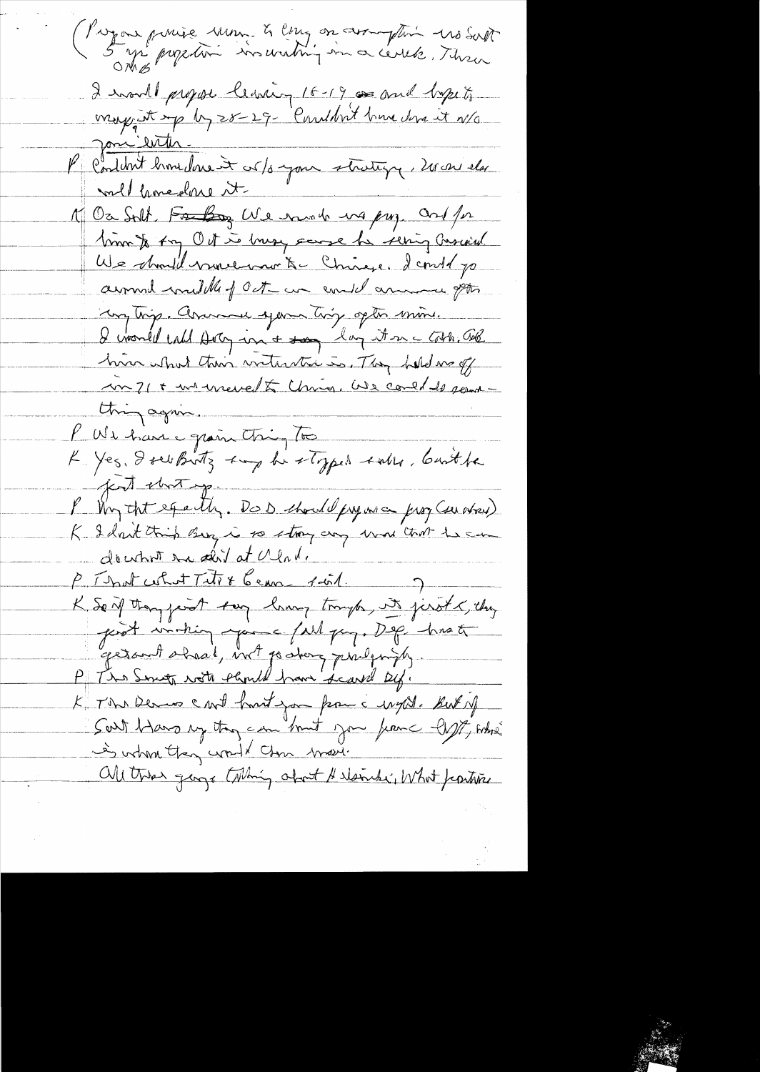(Pragmatic/Purpose premise unen. to carry on assumption no Salt. 5 yr projection is writing in a week. Then

I would propose leaving 18-19 and hope to wrap it up by 28-29. Couldn't have done it w/o your letter.

P Couldn't have done it w/o your strategy. No one else could have done it.

K On Salt. We need no prez. and for him to try Oct is busy cause he seeing Gromyko. We should move on to Chinese. I could go around middle of Oct — we could announce your trip. Announce your trip after mine. I would call Dobrynin + lay it on a table. Tell him what their intention is. They held us off in 71 + we moved to China. We could do something again.

P We have a grain thing too.

K Yes. I see Butz say he stopped sales, but he just shut up.

P Why that exactly. DoD should prepare a prog (see above)

K I don't think Bu?? is so strong any more that he can do what he did at Vlad.

P That what Tito + Ceaus said.

K So if they just say hang tough, it just a, they just waiting for a full prez. Dep. has to get out ahead, not go along grudgingly.

P The Senate vote should have scared Def.

K The Dems can't hurt you from a right. But if Salt [?] they can hurt you from a left, which is where they would show most.

All these guys talking about Helsinki. What position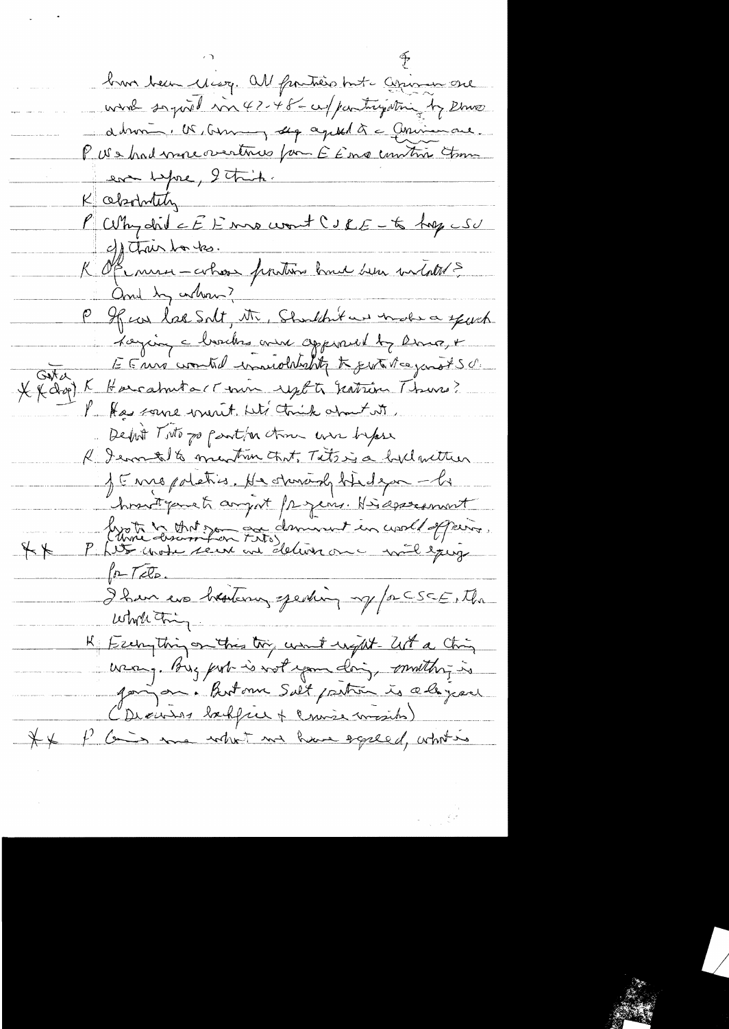have been easy. All parties but Communists were signed in 47-48 w/participation by Demo admin. US, Germany, etc. agreed to Communist one.

P We had more overtures from E Euro countries than ever before, I think.

K Absolutely

P Why did E Euro want CSCE – to keep USSR off their backs.

K Of course – whose position have been violated? And by whom?

P If we had Salt, etc. Shouldn't we make a speech saying borders were approved by Demo, + E Euro wanted inviolability to protect against SU.

Gate
** (drop) K How about a comment on rights of nations Thurs?

P Has some merit. Let's think about it.

Defer Tito go part/on thru war before

K I wanted to mention that. Tito is a bulwark of E Euro politics. He strongly backed you – he hasn't gone to airport for years. His assessment (Were discussion on Tito) by Tito is that you are dominant in world affairs.

** P Let's make sure we deliver on military equipment for Tito.

I have ever hesitancy of speaking up for CSCE, the whole thing.

K Everything on this trip went right. Not a thing wrong. Big part is not you doing, something is going on. But our Salt position is a bit jeered (Decisions backfire + Cruise missiles)

** P Can we work out we have agreed, what is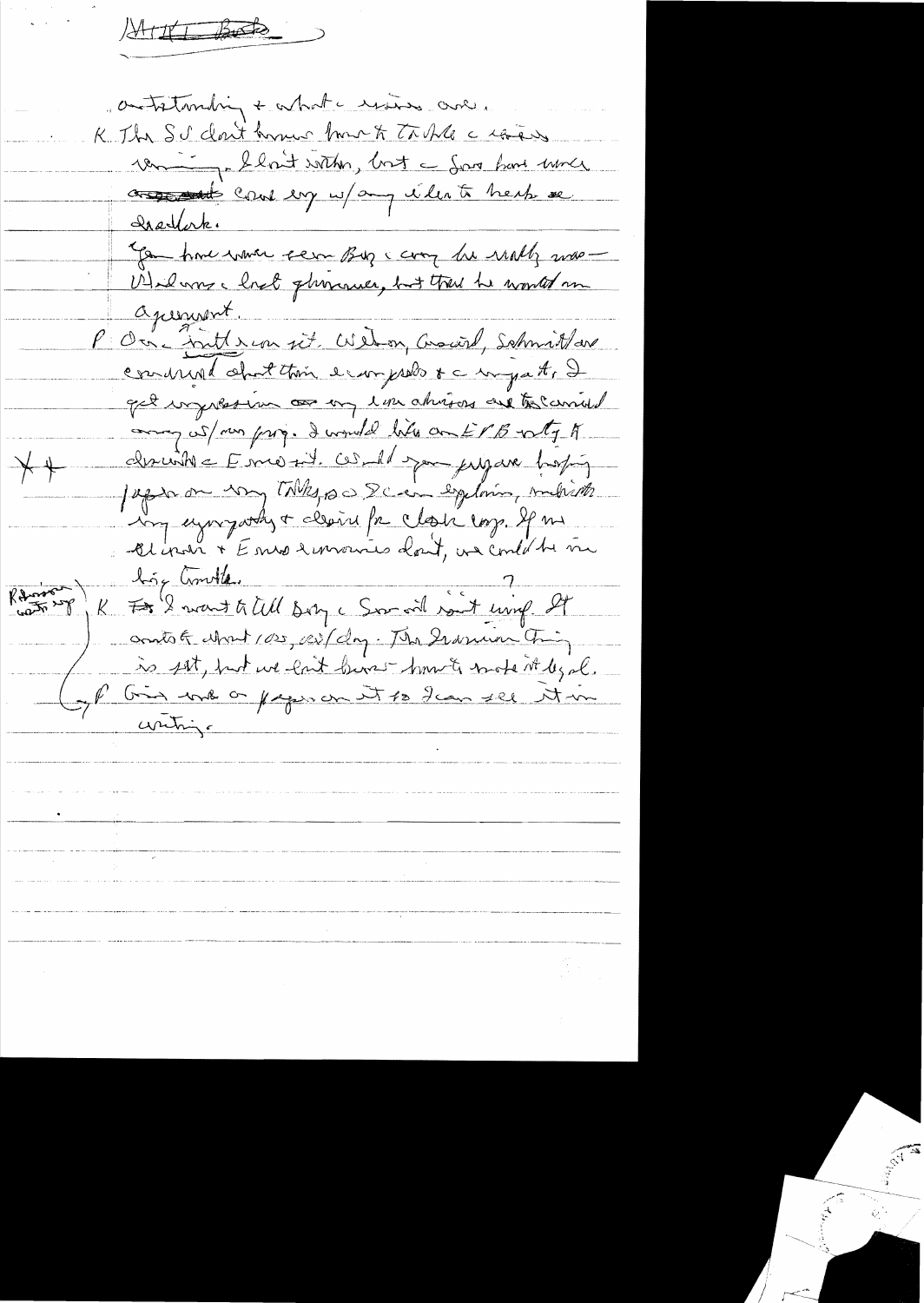~~MTT Bark~~

outstanding + what c issues are.

K The SU don't know how to tackle c issues remaining. I don't either, but c Sov have never ~~come~~ come up w/ any ideas to break ~~the~~ deadlock.

You have never seen Brez c way he really was — Wilson c last glimmer, but then he wanted an agreement.

P Our intelligence on it. Wilson, Goodwin, Schmidt are concerned about their economic & c impact. I get impression ~~on~~ my own advisors are too concerned away w/our prog. I would like an EPB vote on directives c Emmo-it. Could you prepare briefing paper on my talks, so I can explain, indicate my sympathy & desire for close cooperation. If our allies + Emmo economies don't, we could be in big trouble.

Rhodesian cattle up — K ~~For~~ I want to tell Dory c Sov oil isn't using. It amounts to about 100,000/day. The Iranian thing is set, but we don't know how to make it legal.

P Give me a paper on it so I can see it in writing.